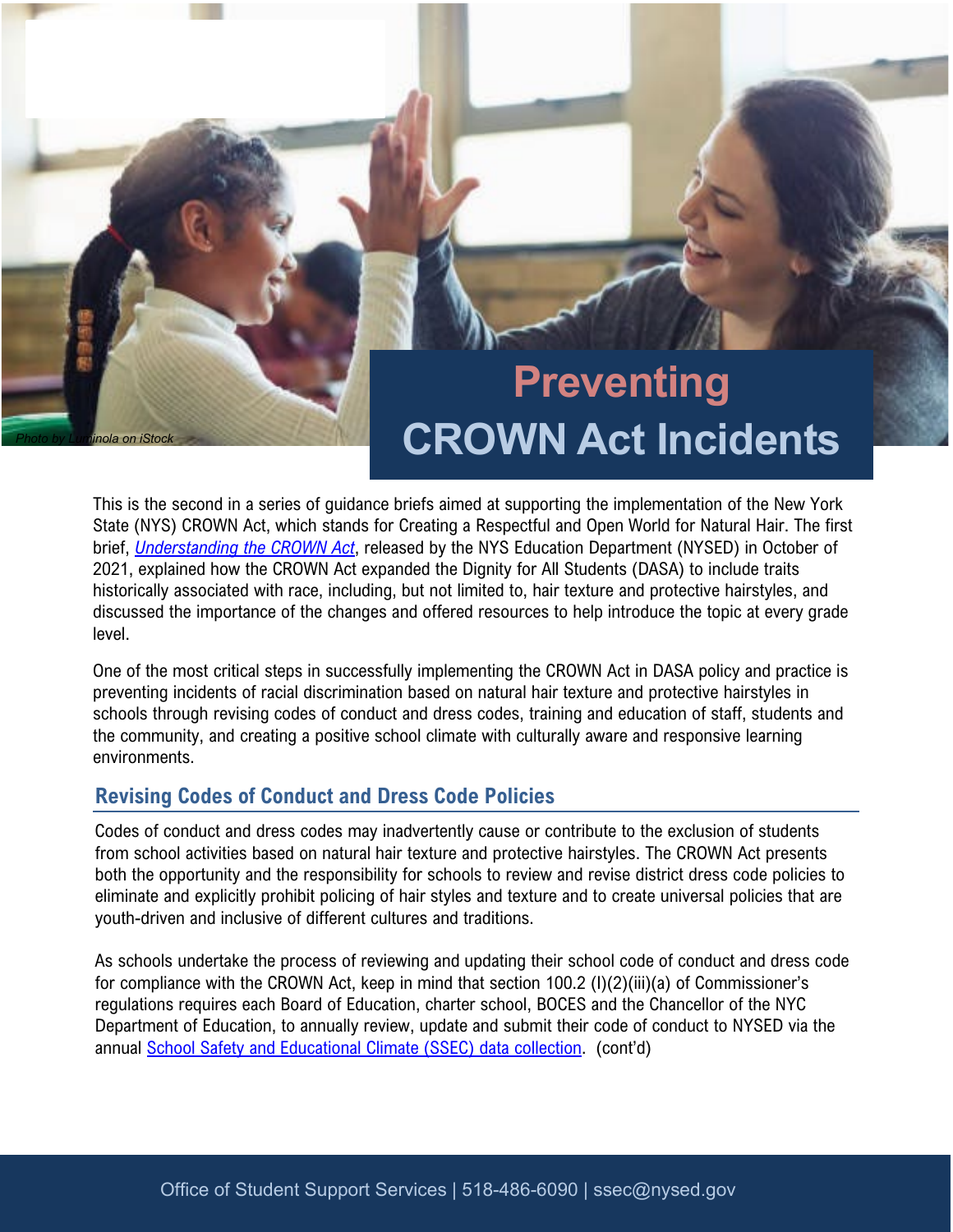Photo by Luminola on iStock

# Preventing CROWN Act Incidents

This is the second in a series of guidance briefs aimed at supporting the implementation of the New York State (NYS) CROWN Act, which stands for Creating a Respectful and Open World for Natural Hair. The first brief, *[Understanding the CROWN Act](#)*, released by the NYS Education Department (NYSED) in October of 2021, explained how the CROWN Act expanded the Dignity for All Students (DASA) to include traits historically associated with race, including, but not limited to, hair texture and protective hairstyles, and discussed the importance of the changes and offered resources to help introduce the topic at every grade level.

One of the most critical steps in successfully implementing the CROWN Act in DASA policy and practice is preventing incidents of racial discrimination based on natural hair texture and protective hairstyles in schools through revising codes of conduct and dress codes, training and education of staff, students and the community, and creating a positive school climate with culturally aware and responsive learning environments.

## Revising Codes of Conduct and Dress Code Policies

Codes of conduct and dress codes may inadvertently cause or contribute to the exclusion of students from school activities based on natural hair texture and protective hairstyles. The CROWN Act presents both the opportunity and the responsibility for schools to review and revise district dress code policies to eliminate and explicitly prohibit policing of hair styles and texture and to create universal policies that are youth-driven and inclusive of different cultures and traditions.

As schools undertake the process of reviewing and updating their school code of conduct and dress code for compliance with the CROWN Act, keep in mind that section 100.2 (l)(2)(iii)(a) of Commissioner's regulations requires each Board of Education, charter school, BOCES and the Chancellor of the NYC Department of Education, to annually review, update and submit their code of conduct to NYSED via the annual School Safety and Educational Climate (SSEC) data collection. (cont'd)

Office of Student Support Services | 518-486-6090 | ssec@nysed.gov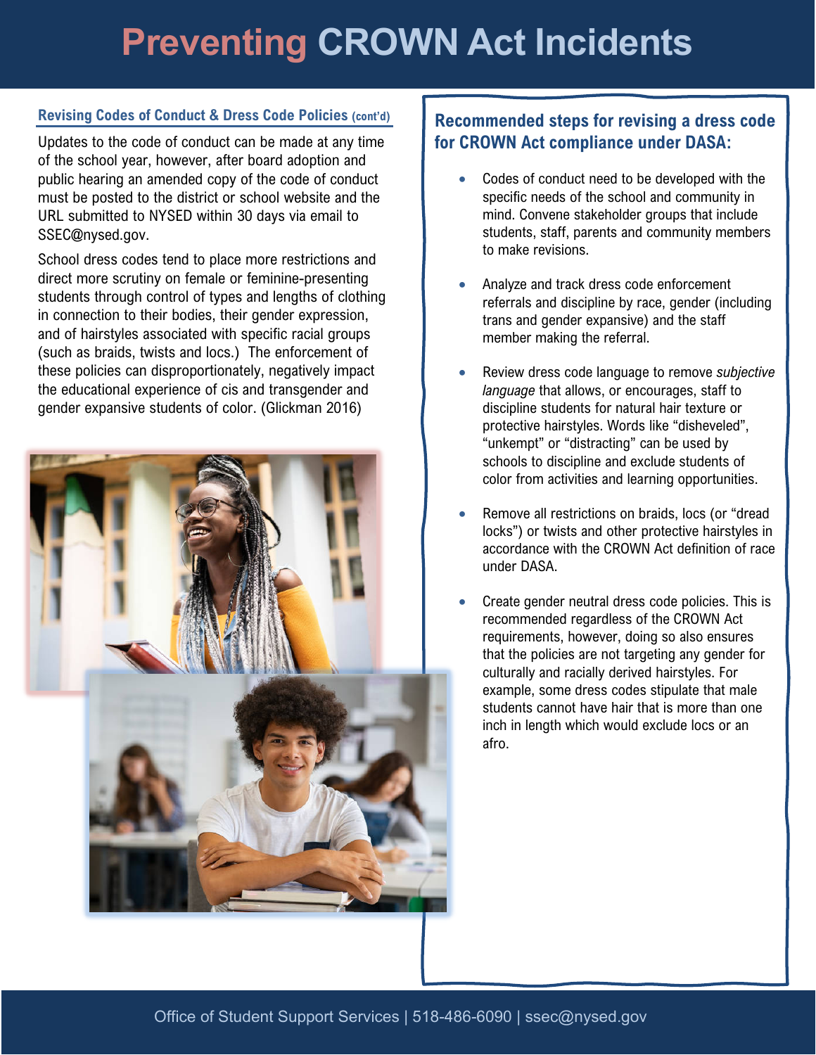# Preventing CROWN Act Incidents

### Revising Codes of Conduct & Dress Code Policies (cont'd)

Updates to the code of conduct can be made at any time of the school year, however, after board adoption and public hearing an amended copy of the code of conduct must be posted to the district or school website and the URL submitted to NYSED within 30 days via email to SSEC@nysed.gov.

School dress codes tend to place more restrictions and direct more scrutiny on female or feminine-presenting students through control of types and lengths of clothing in connection to their bodies, their gender expression, and of hairstyles associated with specific racial groups (such as braids, twists and locs.) The enforcement of these policies can disproportionately, negatively impact the educational experience of cis and transgender and gender expansive students of color. (Glickman 2016)

### Recommended steps for revising a dress code for CROWN Act compliance under DASA:

- Codes of conduct need to be developed with the specific needs of the school and community in mind. Convene stakeholder groups that include students, staff, parents and community members to make revisions.
- Analyze and track dress code enforcement referrals and discipline by race, gender (including trans and gender expansive) and the staff member making the referral.
- Review dress code language to remove *subjective language* that allows, or encourages, staff to discipline students for natural hair texture or protective hairstyles. Words like "disheveled", "unkempt" or "distracting" can be used by schools to discipline and exclude students of color from activities and learning opportunities.
- Remove all restrictions on braids, locs (or "dread locks") or twists and other protective hairstyles in accordance with the CROWN Act definition of race under DASA.
- Create gender neutral dress code policies. This is recommended regardless of the CROWN Act requirements, however, doing so also ensures that the policies are not targeting any gender for culturally and racially derived hairstyles. For example, some dress codes stipulate that male students cannot have hair that is more than one inch in length which would exclude locs or an afro.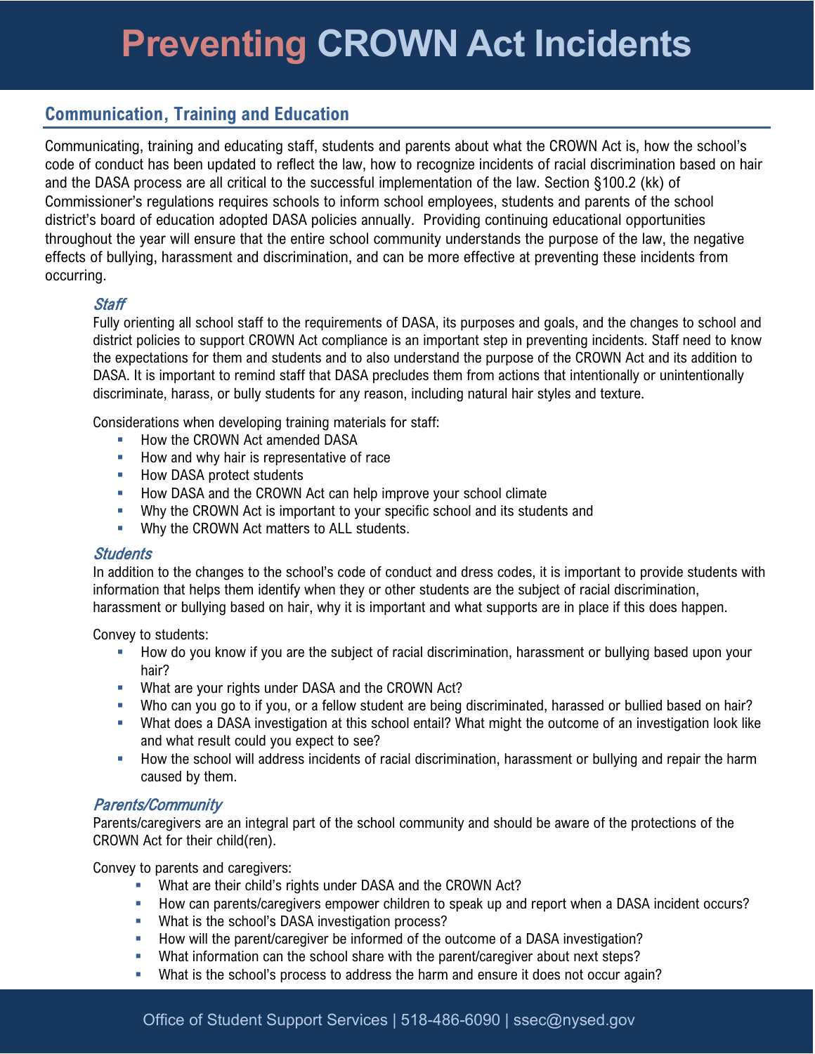# Preventing CROWN Act Incidents

## Communication, Training and Education

Communicating, training and educating staff, students and parents about what the CROWN Act is, how the school's code of conduct has been updated to reflect the law, how to recognize incidents of racial discrimination based on hair and the DASA process are all critical to the successful implementation of the law. Section §100.2 (kk) of Commissioner's regulations requires schools to inform school employees, students and parents of the school district's board of education adopted DASA policies annually. Providing continuing educational opportunities throughout the year will ensure that the entire school community understands the purpose of the law, the negative effects of bullying, harassment and discrimination, and can be more effective at preventing these incidents from occurring.

### *Staff*

Fully orienting all school staff to the requirements of DASA, its purposes and goals, and the changes to school and district policies to support CROWN Act compliance is an important step in preventing incidents. Staff need to know the expectations for them and students and to also understand the purpose of the CROWN Act and its addition to DASA. It is important to remind staff that DASA precludes them from actions that intentionally or unintentionally discriminate, harass, or bully students for any reason, including natural hair styles and texture.

Considerations when developing training materials for staff:

- How the CROWN Act amended DASA
- How and why hair is representative of race
- How DASA protect students
- How DASA and the CROWN Act can help improve your school climate
- Why the CROWN Act is important to your specific school and its students and
- Why the CROWN Act matters to ALL students.

### *Students*

In addition to the changes to the school's code of conduct and dress codes, it is important to provide students with information that helps them identify when they or other students are the subject of racial discrimination, harassment or bullying based on hair, why it is important and what supports are in place if this does happen.

Convey to students:

- How do you know if you are the subject of racial discrimination, harassment or bullying based upon your hair?
- What are your rights under DASA and the CROWN Act?
- Who can you go to if you, or a fellow student are being discriminated, harassed or bullied based on hair?
- What does a DASA investigation at this school entail? What might the outcome of an investigation look like and what result could you expect to see?
- How the school will address incidents of racial discrimination, harassment or bullying and repair the harm caused by them.

### *Parents/Community*

Parents/caregivers are an integral part of the school community and should be aware of the protections of the CROWN Act for their child(ren).

Convey to parents and caregivers:

- What are their child's rights under DASA and the CROWN Act?
- How can parents/caregivers empower children to speak up and report when a DASA incident occurs?
- What is the school's DASA investigation process?
- How will the parent/caregiver be informed of the outcome of a DASA investigation?
- What information can the school share with the parent/caregiver about next steps?
- What is the school's process to address the harm and ensure it does not occur again?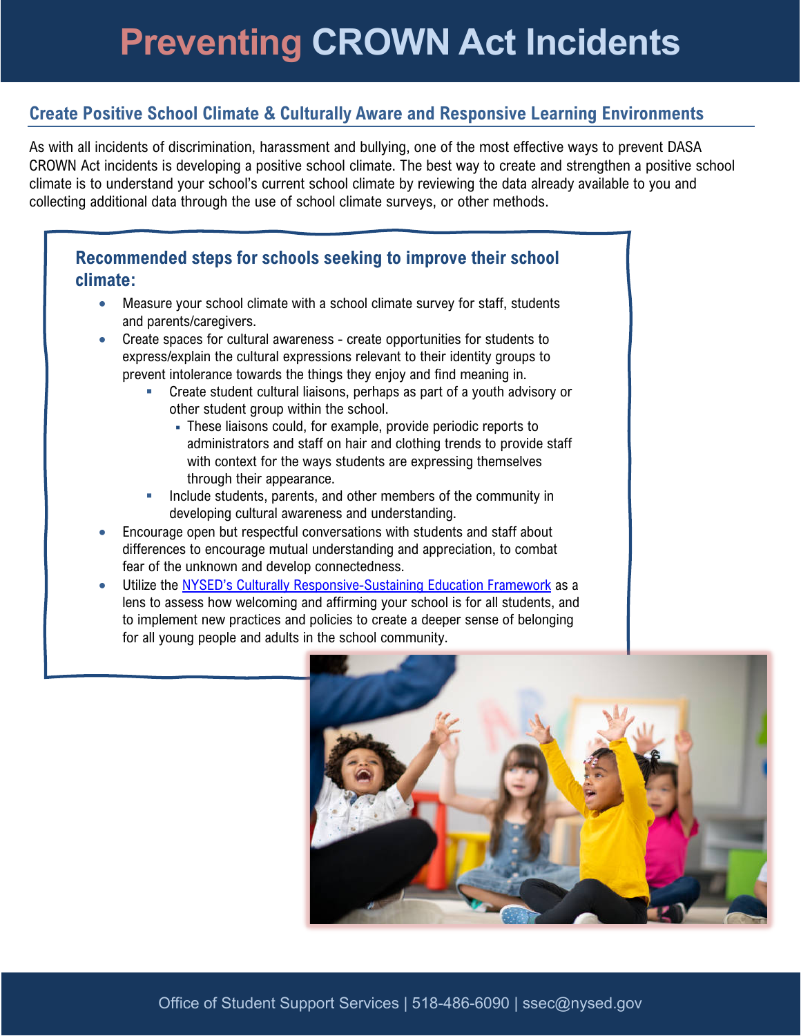# Preventing CROWN Act Incidents

## Create Positive School Climate & Culturally Aware and Responsive Learning Environments

As with all incidents of discrimination, harassment and bullying, one of the most effective ways to prevent DASA CROWN Act incidents is developing a positive school climate. The best way to create and strengthen a positive school climate is to understand your school's current school climate by reviewing the data already available to you and collecting additional data through the use of school climate surveys, or other methods.

### Recommended steps for schools seeking to improve their school climate:

- Measure your school climate with a school climate survey for staff, students and parents/caregivers.
- Create spaces for cultural awareness - create opportunities for students to express/explain the cultural expressions relevant to their identity groups to prevent intolerance towards the things they enjoy and find meaning in.
  - Create student cultural liaisons, perhaps as part of a youth advisory or other student group within the school.
    - These liaisons could, for example, provide periodic reports to administrators and staff on hair and clothing trends to provide staff with context for the ways students are expressing themselves through their appearance.
  - Include students, parents, and other members of the community in developing cultural awareness and understanding.
- Encourage open but respectful conversations with students and staff about differences to encourage mutual understanding and appreciation, to combat fear of the unknown and develop connectedness.
- Utilize the NYSED's Culturally Responsive-Sustaining Education Framework as a lens to assess how welcoming and affirming your school is for all students, and to implement new practices and policies to create a deeper sense of belonging for all young people and adults in the school community.

Office of Student Support Services | 518-486-6090 | ssec@nysed.gov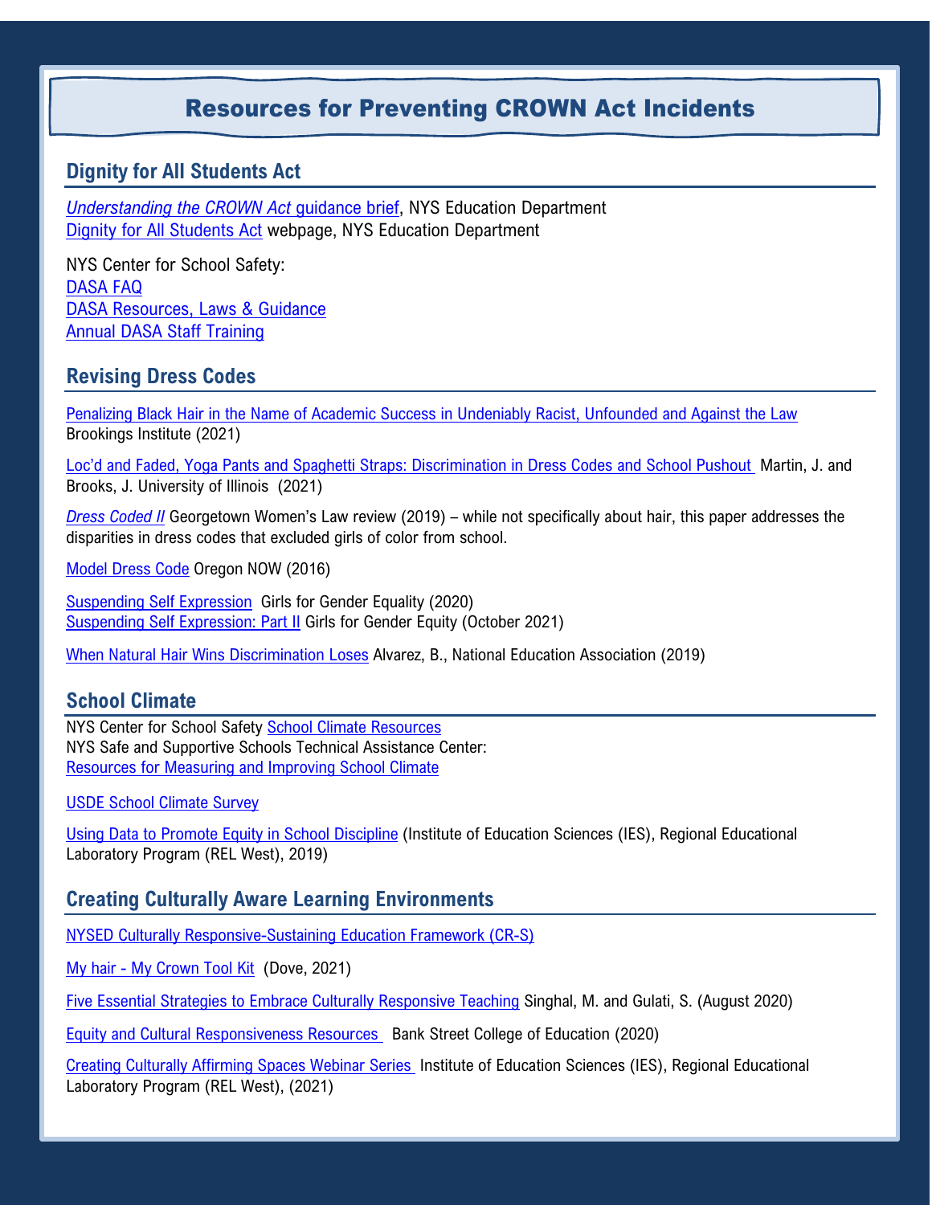# Resources for Preventing CROWN Act Incidents

## Dignity for All Students Act

*Understanding the CROWN Act* guidance brief, NYS Education Department
Dignity for All Students Act webpage, NYS Education Department

NYS Center for School Safety:
DASA FAQ
DASA Resources, Laws & Guidance
Annual DASA Staff Training

## Revising Dress Codes

Penalizing Black Hair in the Name of Academic Success in Undeniably Racist, Unfounded and Against the Law Brookings Institute (2021)

Loc'd and Faded, Yoga Pants and Spaghetti Straps: Discrimination in Dress Codes and School Pushout Martin, J. and Brooks, J. University of Illinois (2021)

*Dress Coded II* Georgetown Women's Law review (2019) – while not specifically about hair, this paper addresses the disparities in dress codes that excluded girls of color from school.

Model Dress Code Oregon NOW (2016)

Suspending Self Expression Girls for Gender Equality (2020)
Suspending Self Expression: Part II Girls for Gender Equity (October 2021)

When Natural Hair Wins Discrimination Loses Alvarez, B., National Education Association (2019)

## School Climate

NYS Center for School Safety School Climate Resources
NYS Safe and Supportive Schools Technical Assistance Center:
Resources for Measuring and Improving School Climate

USDE School Climate Survey

Using Data to Promote Equity in School Discipline (Institute of Education Sciences (IES), Regional Educational Laboratory Program (REL West), 2019)

## Creating Culturally Aware Learning Environments

NYSED Culturally Responsive-Sustaining Education Framework (CR-S)

My hair - My Crown Tool Kit (Dove, 2021)

Five Essential Strategies to Embrace Culturally Responsive Teaching Singhal, M. and Gulati, S. (August 2020)

Equity and Cultural Responsiveness Resources Bank Street College of Education (2020)

Creating Culturally Affirming Spaces Webinar Series Institute of Education Sciences (IES), Regional Educational Laboratory Program (REL West), (2021)